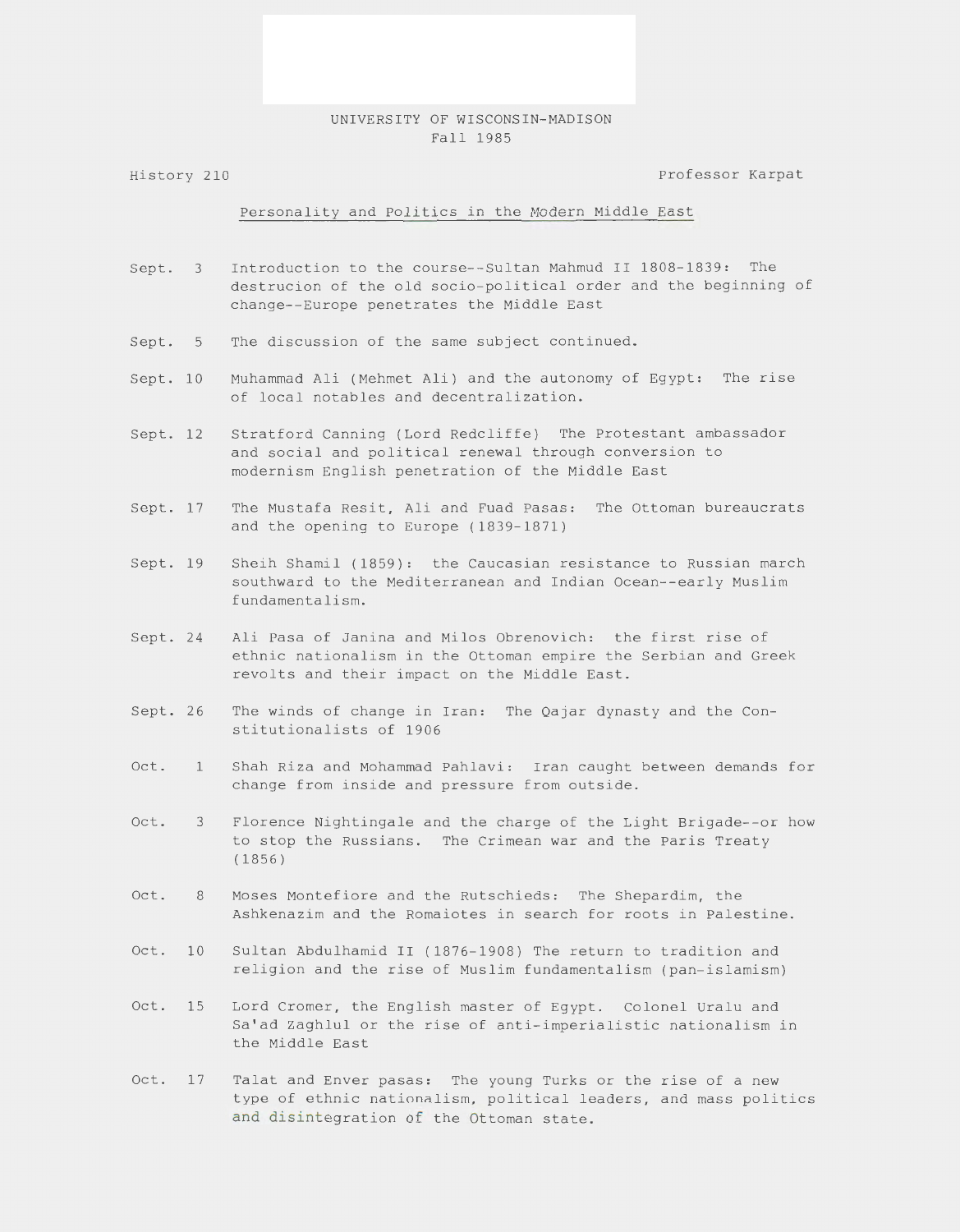UNIVERSITY OF WISCONSIN-MADISON
Fall 1985

History 210 Professor Karpat

Personality and Politics in the Modern Middle East

Sept. 3 Introduction to the course--Sultan Mahmud II 1808-1839: The destrucion of the old socio-political order and the beginning of change--Europe penetrates the Middle East

Sept. 5 The discussion of the same subject continued.

Sept. 10 Muhammad Ali (Mehmet Ali) and the autonomy of Egypt: The rise of local notables and decentralization.

Sept. 12 Stratford Canning (Lord Redcliffe) The Protestant ambassador and social and political renewal through conversion to modernism English penetration of the Middle East

Sept. 17 The Mustafa Resit, Ali and Fuad Pasas: The Ottoman bureaucrats and the opening to Europe (1839-1871)

Sept. 19 Sheih Shamil (1859): the Caucasian resistance to Russian march southward to the Mediterranean and Indian Ocean--early Muslim fundamentalism.

Sept. 24 Ali Pasa of Janina and Milos Obrenovich: the first rise of ethnic nationalism in the Ottoman empire the Serbian and Greek revolts and their impact on the Middle East.

Sept. 26 The winds of change in Iran: The Qajar dynasty and the Constitutionalists of 1906

Oct. 1 Shah Riza and Mohammad Pahlavi: Iran caught between demands for change from inside and pressure from outside.

Oct. 3 Florence Nightingale and the charge of the Light Brigade--or how to stop the Russians. The Crimean war and the Paris Treaty (1856)

Oct. 8 Moses Montefiore and the Rutschieds: The Shepardim, the Ashkenazim and the Romaiotes in search for roots in Palestine.

Oct. 10 Sultan Abdulhamid II (1876-1908) The return to tradition and religion and the rise of Muslim fundamentalism (pan-islamism)

Oct. 15 Lord Cromer, the English master of Egypt. Colonel Uralu and Sa'ad Zaghlul or the rise of anti-imperialistic nationalism in the Middle East

Oct. 17 Talat and Enver pasas: The young Turks or the rise of a new type of ethnic nationalism, political leaders, and mass politics and disintegration of the Ottoman state.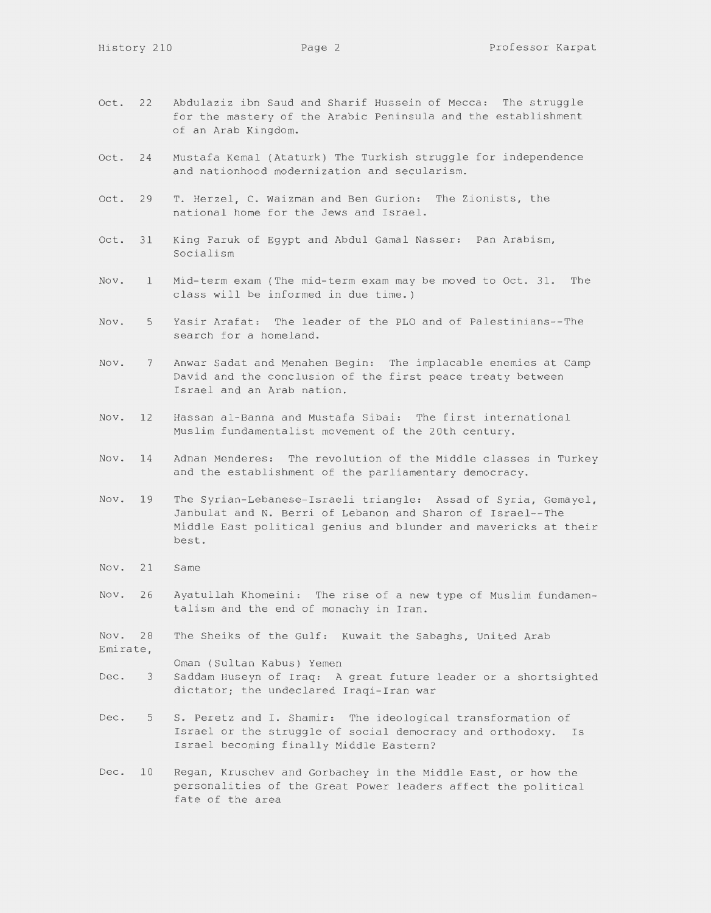Oct. 22 Abdulaziz ibn Saud and Sharif Hussein of Mecca: The struggle for the mastery of the Arabic Peninsula and the establishment of an Arab Kingdom.

Oct. 24 Mustafa Kemal (Ataturk) The Turkish struggle for independence and nationhood modernization and secularism.

Oct. 29 T. Herzel, C. Waizman and Ben Gurion: The Zionists, the national home for the Jews and Israel.

Oct. 31 King Faruk of Egypt and Abdul Gamal Nasser: Pan Arabism, Socialism

Nov. 1 Mid-term exam (The mid-term exam may be moved to Oct. 31. The class will be informed in due time.)

Nov. 5 Yasir Arafat: The leader of the PLO and of Palestinians--The search for a homeland.

Nov. 7 Anwar Sadat and Menahen Begin: The implacable enemies at Camp David and the conclusion of the first peace treaty between Israel and an Arab nation.

Nov. 12 Hassan al-Banna and Mustafa Sibai: The first international Muslim fundamentalist movement of the 20th century.

Nov. 14 Adnan Menderes: The revolution of the Middle classes in Turkey and the establishment of the parliamentary democracy.

Nov. 19 The Syrian-Lebanese-Israeli triangle: Assad of Syria, Gemayel, Janbulat and N. Berri of Lebanon and Sharon of Israel--The Middle East political genius and blunder and mavericks at their best.

Nov. 21 Same

Nov. 26 Ayatullah Khomeini: The rise of a new type of Muslim fundamentalism and the end of monachy in Iran.

Nov. 28 The Sheiks of the Gulf: Kuwait the Sabaghs, United Arab Emirate, Oman (Sultan Kabus) Yemen

Dec. 3 Saddam Huseyn of Iraq: A great future leader or a shortsighted dictator; the undeclared Iraqi-Iran war

Dec. 5 S. Peretz and I. Shamir: The ideological transformation of Israel or the struggle of social democracy and orthodoxy. Is Israel becoming finally Middle Eastern?

Dec. 10 Regan, Kruschev and Gorbachey in the Middle East, or how the personalities of the Great Power leaders affect the political fate of the area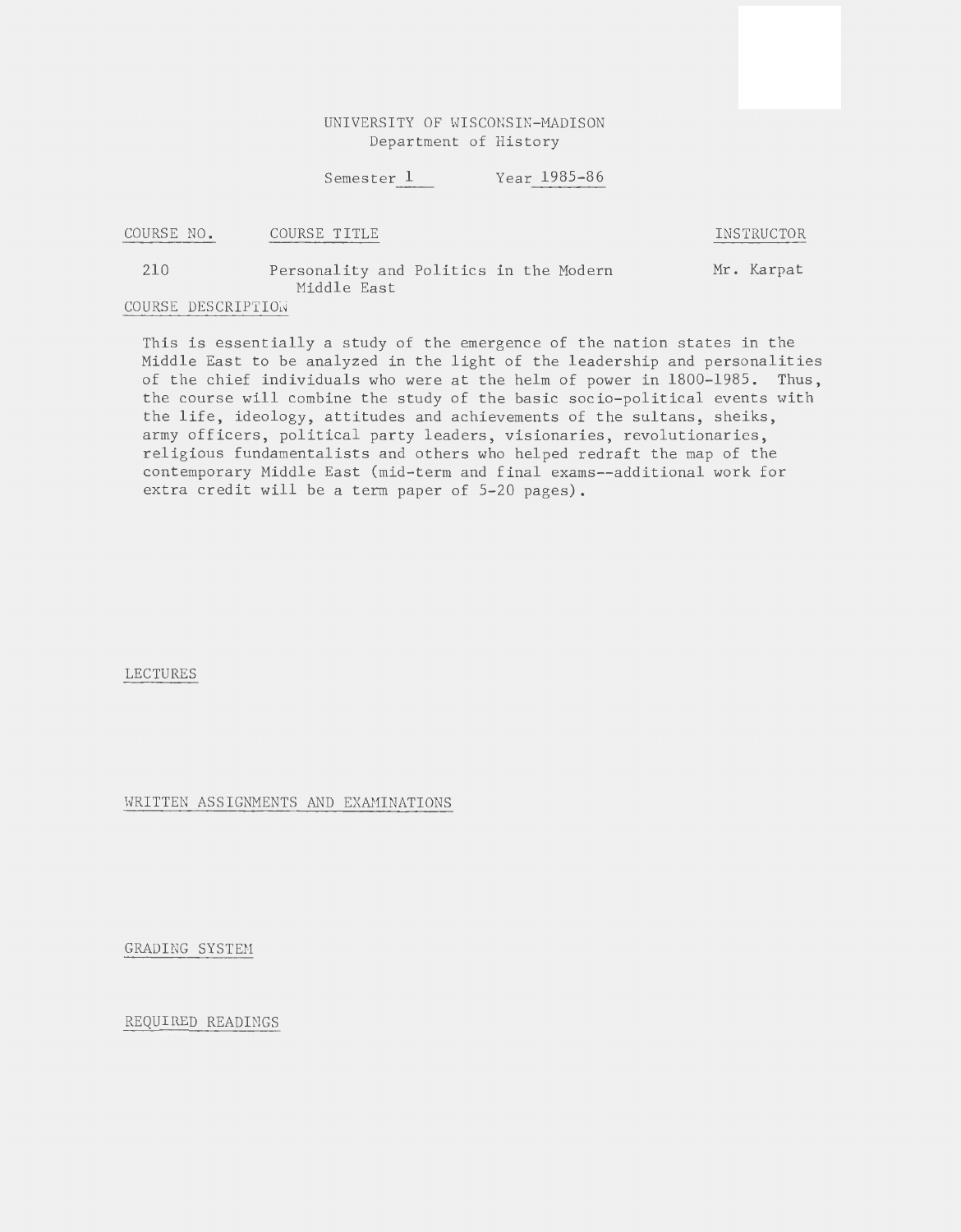UNIVERSITY OF WISCONSIN-MADISON
Department of History

Semester 1 Year 1985-86

| COURSE NO. | COURSE TITLE | INSTRUCTOR |
|---|---|---|
| 210 | Personality and Politics in the Modern Middle East | Mr. Karpat |

## COURSE DESCRIPTION

This is essentially a study of the emergence of the nation states in the Middle East to be analyzed in the light of the leadership and personalities of the chief individuals who were at the helm of power in 1800-1985. Thus, the course will combine the study of the basic socio-political events with the life, ideology, attitudes and achievements of the sultans, sheiks, army officers, political party leaders, visionaries, revolutionaries, religious fundamentalists and others who helped redraft the map of the contemporary Middle East (mid-term and final exams--additional work for extra credit will be a term paper of 5-20 pages).

## LECTURES

## WRITTEN ASSIGNMENTS AND EXAMINATIONS

## GRADING SYSTEM

## REQUIRED READINGS